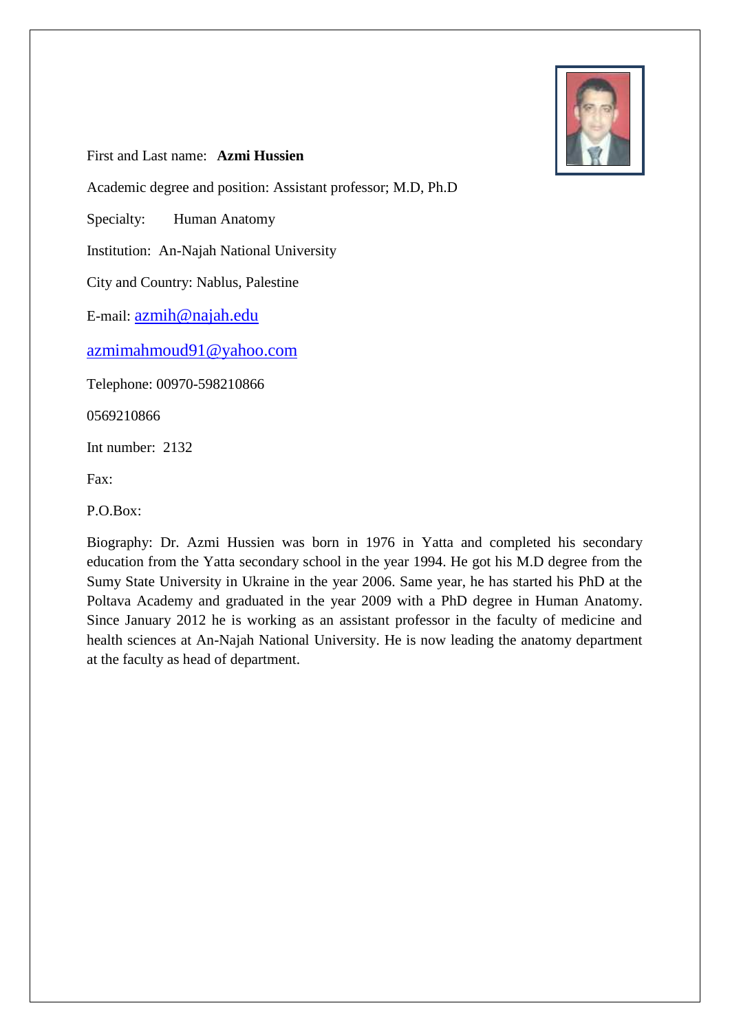First and Last name: **Azmi Hussien**

Academic degree and position: Assistant professor; M.D, Ph.D

Specialty: Human Anatomy

Institution: An-Najah National University

City and Country: Nablus, Palestine

E-mail: azmih@najah.edu

azmimahmoud91@yahoo.com

Telephone: 00970-598210866

0569210866

Int number: 2132

Fax:

P.O.Box:

Biography: Dr. Azmi Hussien was born in 1976 in Yatta and completed his secondary education from the Yatta secondary school in the year 1994. He got his M.D degree from the Sumy State University in Ukraine in the year 2006. Same year, he has started his PhD at the Poltava Academy and graduated in the year 2009 with a PhD degree in Human Anatomy. Since January 2012 he is working as an assistant professor in the faculty of medicine and health sciences at An-Najah National University. He is now leading the anatomy department at the faculty as head of department.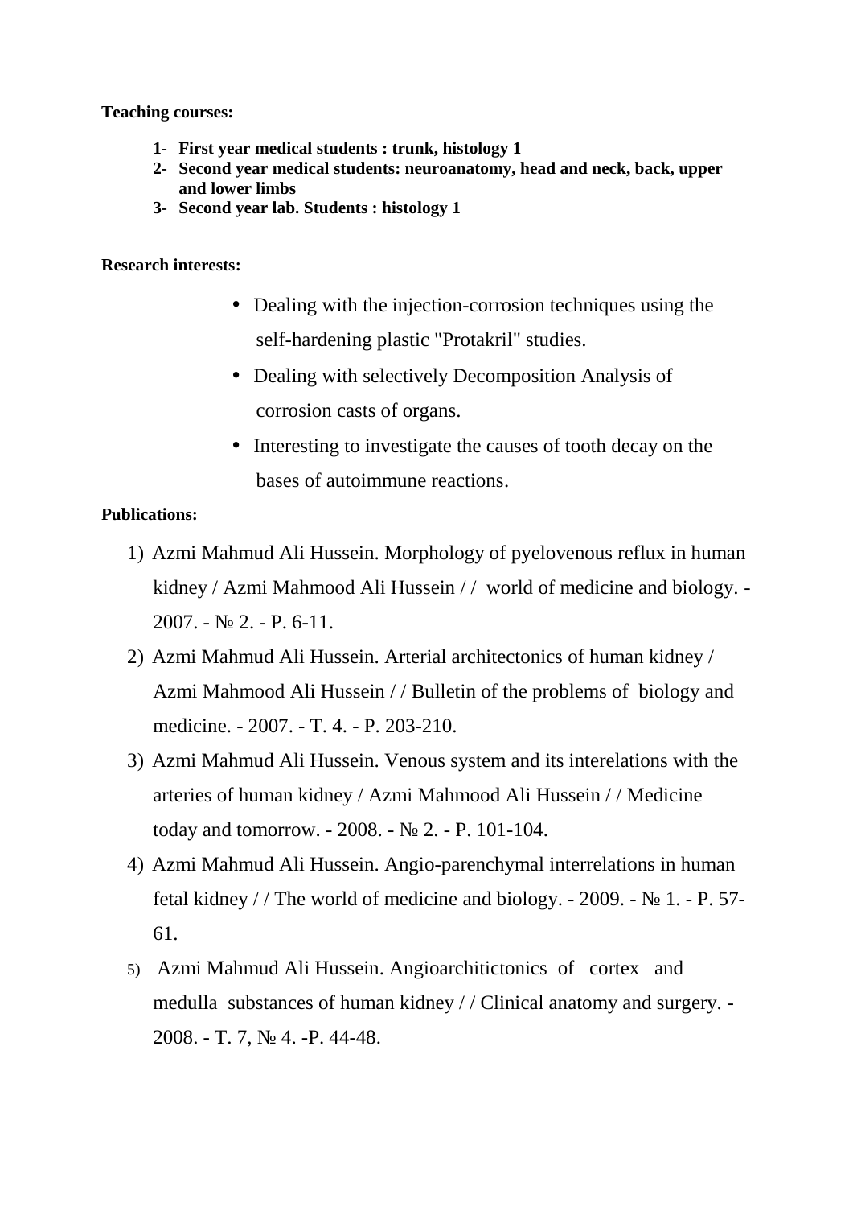**Teaching courses:**

1- **First year medical students : trunk, histology 1**
2- **Second year medical students: neuroanatomy, head and neck, back, upper and lower limbs**
3- **Second year lab. Students : histology 1**

**Research interests:**

- Dealing with the injection-corrosion techniques using the self-hardening plastic "Protakril" studies.
- Dealing with selectively Decomposition Analysis of corrosion casts of organs.
- Interesting to investigate the causes of tooth decay on the bases of autoimmune reactions.

**Publications:**

1) Azmi Mahmud Ali Hussein. Morphology of pyelovenous reflux in human kidney / Azmi Mahmood Ali Hussein / / world of medicine and biology. - 2007. - № 2. - P. 6-11.
2) Azmi Mahmud Ali Hussein. Arterial architectonics of human kidney / Azmi Mahmood Ali Hussein / / Bulletin of the problems of biology and medicine. - 2007. - T. 4. - P. 203-210.
3) Azmi Mahmud Ali Hussein. Venous system and its interelations with the arteries of human kidney / Azmi Mahmood Ali Hussein / / Medicine today and tomorrow. - 2008. - № 2. - P. 101-104.
4) Azmi Mahmud Ali Hussein. Angio-parenchymal interrelations in human fetal kidney / / The world of medicine and biology. - 2009. - № 1. - P. 57-61.
5) Azmi Mahmud Ali Hussein. Angioarchitictonics of cortex and medulla substances of human kidney / / Clinical anatomy and surgery. - 2008. - T. 7, № 4. -P. 44-48.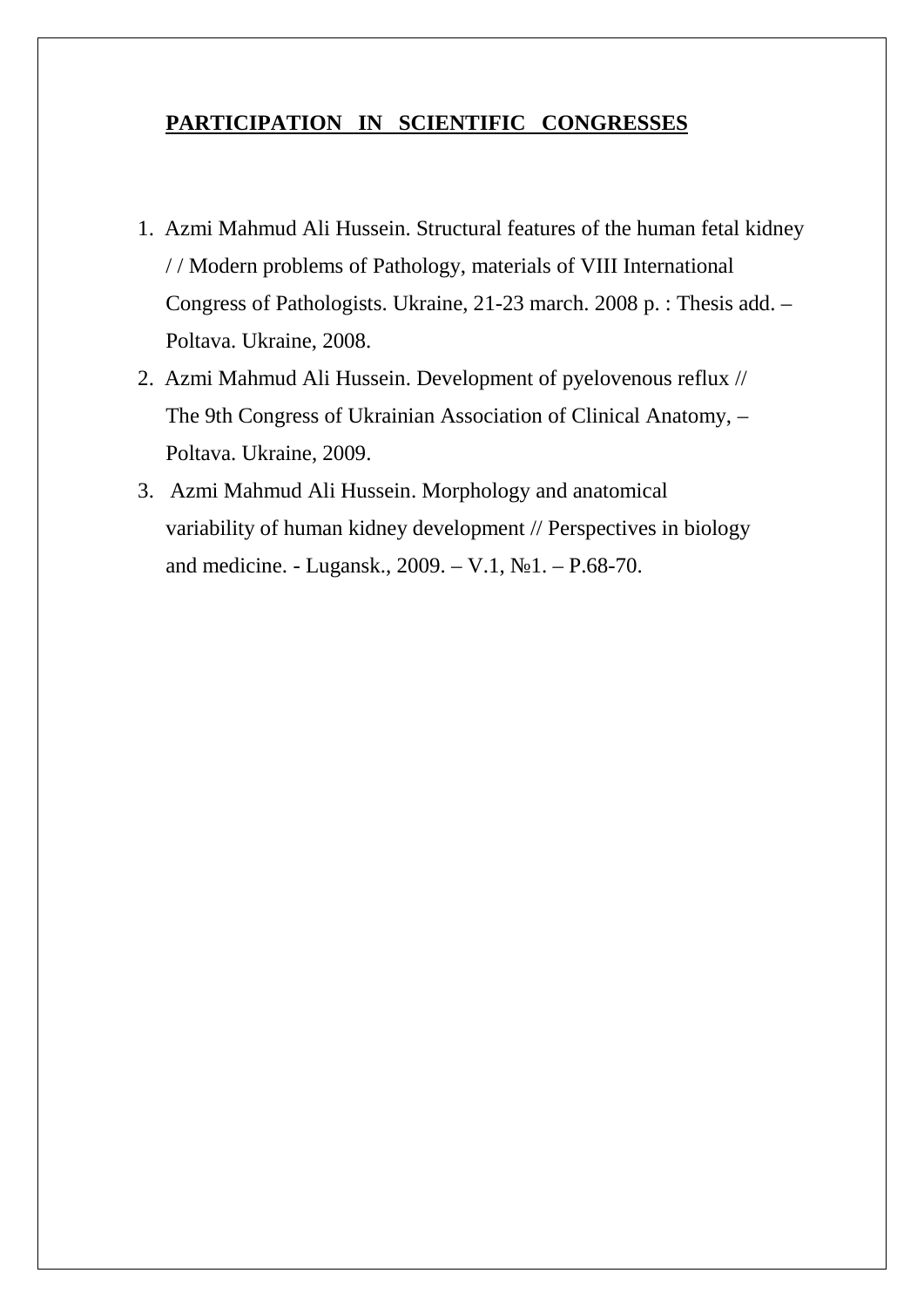## PARTICIPATION IN SCIENTIFIC CONGRESSES

1. Azmi Mahmud Ali Hussein. Structural features of the human fetal kidney / / Modern problems of Pathology, materials of VIII International Congress of Pathologists. Ukraine, 21-23 march. 2008 p. : Thesis add. – Poltava. Ukraine, 2008.
2. Azmi Mahmud Ali Hussein. Development of pyelovenous reflux // The 9th Congress of Ukrainian Association of Clinical Anatomy, – Poltava. Ukraine, 2009.
3. Azmi Mahmud Ali Hussein. Morphology and anatomical variability of human kidney development // Perspectives in biology and medicine. - Lugansk., 2009. – V.1, №1. – P.68-70.